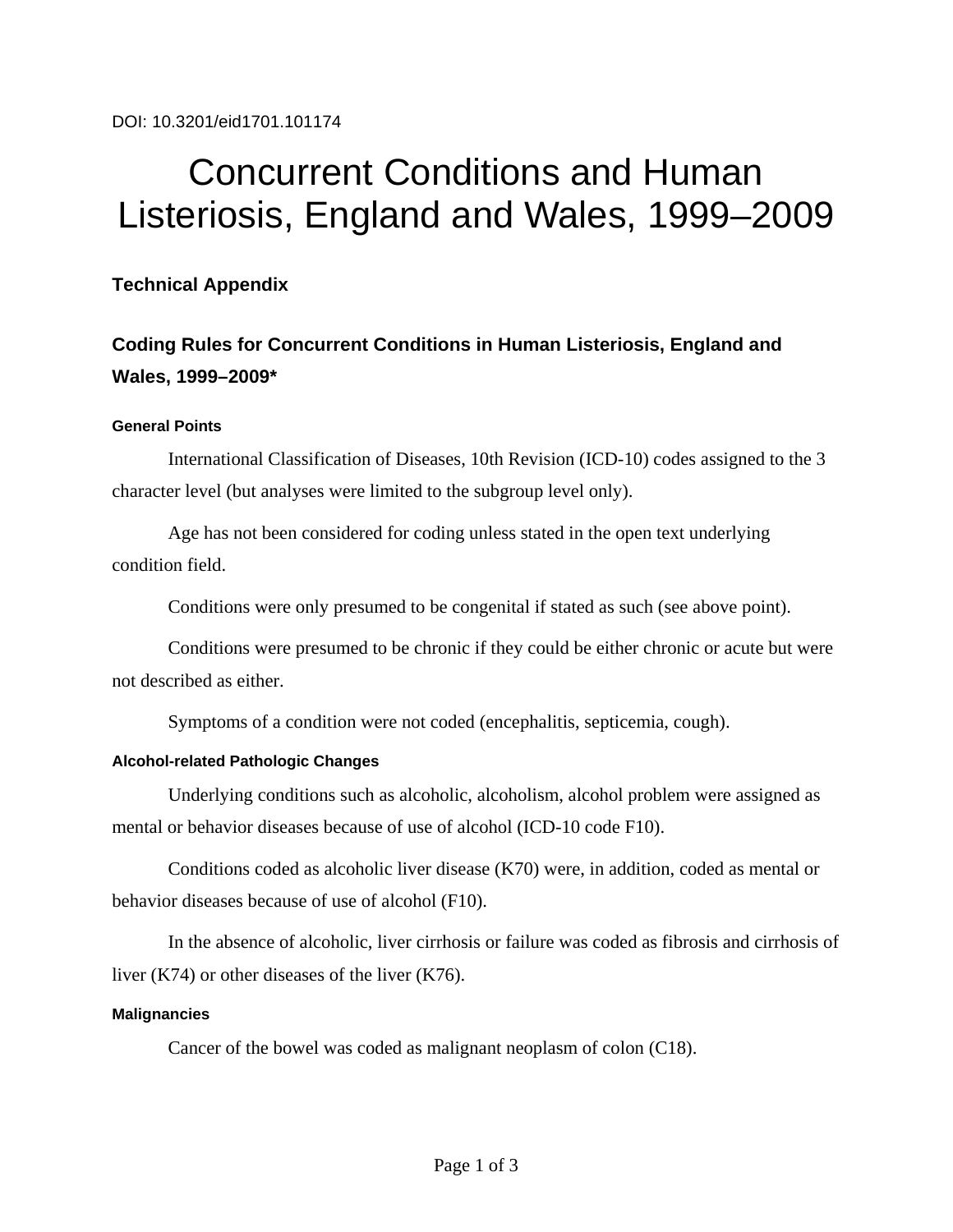DOI: 10.3201/eid1701.101174

# Concurrent Conditions and Human Listeriosis, England and Wales, 1999–2009

## Technical Appendix

## Coding Rules for Concurrent Conditions in Human Listeriosis, England and Wales, 1999–2009*

### General Points

International Classification of Diseases, 10th Revision (ICD-10) codes assigned to the 3 character level (but analyses were limited to the subgroup level only).

Age has not been considered for coding unless stated in the open text underlying condition field.

Conditions were only presumed to be congenital if stated as such (see above point).

Conditions were presumed to be chronic if they could be either chronic or acute but were not described as either.

Symptoms of a condition were not coded (encephalitis, septicemia, cough).

### Alcohol-related Pathologic Changes

Underlying conditions such as alcoholic, alcoholism, alcohol problem were assigned as mental or behavior diseases because of use of alcohol (ICD-10 code F10).

Conditions coded as alcoholic liver disease (K70) were, in addition, coded as mental or behavior diseases because of use of alcohol (F10).

In the absence of alcoholic, liver cirrhosis or failure was coded as fibrosis and cirrhosis of liver (K74) or other diseases of the liver (K76).

### Malignancies

Cancer of the bowel was coded as malignant neoplasm of colon (C18).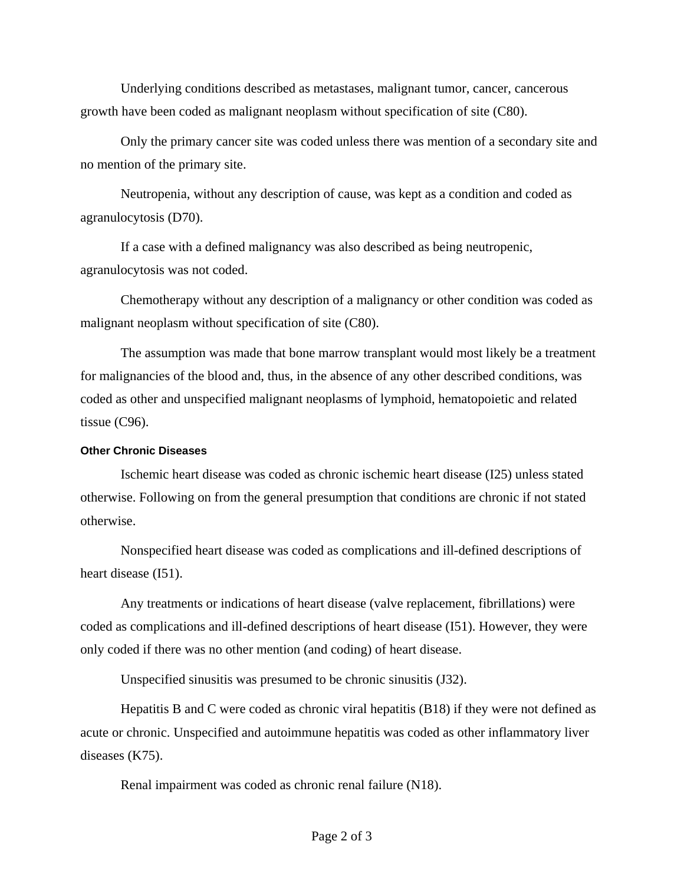Underlying conditions described as metastases, malignant tumor, cancer, cancerous growth have been coded as malignant neoplasm without specification of site (C80).

Only the primary cancer site was coded unless there was mention of a secondary site and no mention of the primary site.

Neutropenia, without any description of cause, was kept as a condition and coded as agranulocytosis (D70).

If a case with a defined malignancy was also described as being neutropenic, agranulocytosis was not coded.

Chemotherapy without any description of a malignancy or other condition was coded as malignant neoplasm without specification of site (C80).

The assumption was made that bone marrow transplant would most likely be a treatment for malignancies of the blood and, thus, in the absence of any other described conditions, was coded as other and unspecified malignant neoplasms of lymphoid, hematopoietic and related tissue (C96).

#### Other Chronic Diseases

Ischemic heart disease was coded as chronic ischemic heart disease (I25) unless stated otherwise. Following on from the general presumption that conditions are chronic if not stated otherwise.

Nonspecified heart disease was coded as complications and ill-defined descriptions of heart disease (I51).

Any treatments or indications of heart disease (valve replacement, fibrillations) were coded as complications and ill-defined descriptions of heart disease (I51). However, they were only coded if there was no other mention (and coding) of heart disease.

Unspecified sinusitis was presumed to be chronic sinusitis (J32).

Hepatitis B and C were coded as chronic viral hepatitis (B18) if they were not defined as acute or chronic. Unspecified and autoimmune hepatitis was coded as other inflammatory liver diseases (K75).

Renal impairment was coded as chronic renal failure (N18).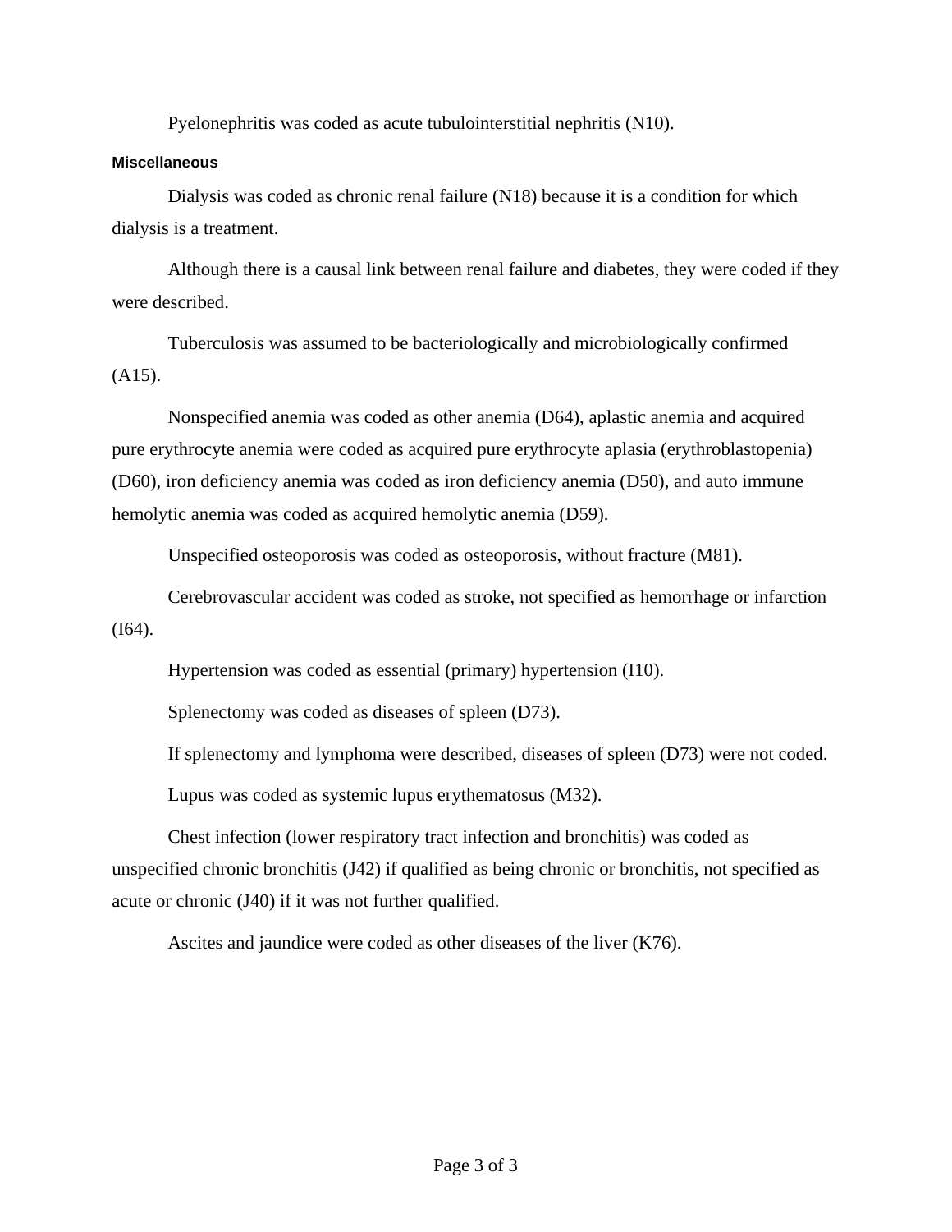Pyelonephritis was coded as acute tubulointerstitial nephritis (N10).

### Miscellaneous

Dialysis was coded as chronic renal failure (N18) because it is a condition for which dialysis is a treatment.

Although there is a causal link between renal failure and diabetes, they were coded if they were described.

Tuberculosis was assumed to be bacteriologically and microbiologically confirmed (A15).

Nonspecified anemia was coded as other anemia (D64), aplastic anemia and acquired pure erythrocyte anemia were coded as acquired pure erythrocyte aplasia (erythroblastopenia) (D60), iron deficiency anemia was coded as iron deficiency anemia (D50), and auto immune hemolytic anemia was coded as acquired hemolytic anemia (D59).

Unspecified osteoporosis was coded as osteoporosis, without fracture (M81).

Cerebrovascular accident was coded as stroke, not specified as hemorrhage or infarction (I64).

Hypertension was coded as essential (primary) hypertension (I10).

Splenectomy was coded as diseases of spleen (D73).

If splenectomy and lymphoma were described, diseases of spleen (D73) were not coded.

Lupus was coded as systemic lupus erythematosus (M32).

Chest infection (lower respiratory tract infection and bronchitis) was coded as unspecified chronic bronchitis (J42) if qualified as being chronic or bronchitis, not specified as acute or chronic (J40) if it was not further qualified.

Ascites and jaundice were coded as other diseases of the liver (K76).